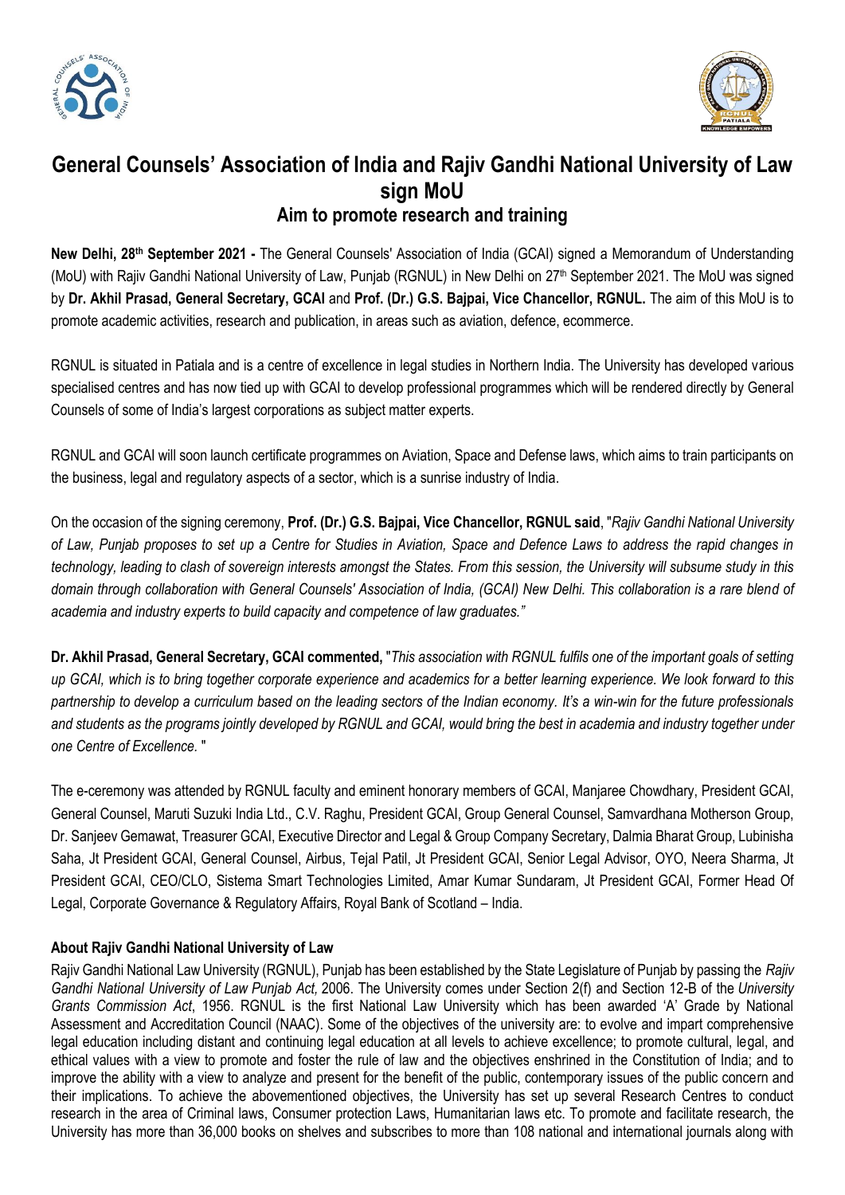# General Counsels' Association of India and Rajiv Gandhi National University of Law sign MoU

## Aim to promote research and training

**New Delhi, 28th September 2021 -** The General Counsels' Association of India (GCAI) signed a Memorandum of Understanding (MoU) with Rajiv Gandhi National University of Law, Punjab (RGNUL) in New Delhi on 27th September 2021. The MoU was signed by **Dr. Akhil Prasad, General Secretary, GCAI** and **Prof. (Dr.) G.S. Bajpai, Vice Chancellor, RGNUL.** The aim of this MoU is to promote academic activities, research and publication, in areas such as aviation, defence, ecommerce.

RGNUL is situated in Patiala and is a centre of excellence in legal studies in Northern India. The University has developed various specialised centres and has now tied up with GCAI to develop professional programmes which will be rendered directly by General Counsels of some of India's largest corporations as subject matter experts.

RGNUL and GCAI will soon launch certificate programmes on Aviation, Space and Defense laws, which aims to train participants on the business, legal and regulatory aspects of a sector, which is a sunrise industry of India.

On the occasion of the signing ceremony, **Prof. (Dr.) G.S. Bajpai, Vice Chancellor, RGNUL said**, "*Rajiv Gandhi National University of Law, Punjab proposes to set up a Centre for Studies in Aviation, Space and Defence Laws to address the rapid changes in technology, leading to clash of sovereign interests amongst the States. From this session, the University will subsume study in this domain through collaboration with General Counsels' Association of India, (GCAI) New Delhi. This collaboration is a rare blend of academia and industry experts to build capacity and competence of law graduates."*

**Dr. Akhil Prasad, General Secretary, GCAI commented,** "*This association with RGNUL fulfils one of the important goals of setting up GCAI, which is to bring together corporate experience and academics for a better learning experience. We look forward to this partnership to develop a curriculum based on the leading sectors of the Indian economy. It's a win-win for the future professionals and students as the programs jointly developed by RGNUL and GCAI, would bring the best in academia and industry together under one Centre of Excellence.* "

The e-ceremony was attended by RGNUL faculty and eminent honorary members of GCAI, Manjaree Chowdhary, President GCAI, General Counsel, Maruti Suzuki India Ltd., C.V. Raghu, President GCAI, Group General Counsel, Samvardhana Motherson Group, Dr. Sanjeev Gemawat, Treasurer GCAI, Executive Director and Legal & Group Company Secretary, Dalmia Bharat Group, Lubinisha Saha, Jt President GCAI, General Counsel, Airbus, Tejal Patil, Jt President GCAI, Senior Legal Advisor, OYO, Neera Sharma, Jt President GCAI, CEO/CLO, Sistema Smart Technologies Limited, Amar Kumar Sundaram, Jt President GCAI, Former Head Of Legal, Corporate Governance & Regulatory Affairs, Royal Bank of Scotland – India.

### About Rajiv Gandhi National University of Law

Rajiv Gandhi National Law University (RGNUL), Punjab has been established by the State Legislature of Punjab by passing the *Rajiv Gandhi National University of Law Punjab Act,* 2006. The University comes under Section 2(f) and Section 12-B of the *University Grants Commission Act*, 1956. RGNUL is the first National Law University which has been awarded 'A' Grade by National Assessment and Accreditation Council (NAAC). Some of the objectives of the university are: to evolve and impart comprehensive legal education including distant and continuing legal education at all levels to achieve excellence; to promote cultural, legal, and ethical values with a view to promote and foster the rule of law and the objectives enshrined in the Constitution of India; and to improve the ability with a view to analyze and present for the benefit of the public, contemporary issues of the public concern and their implications. To achieve the abovementioned objectives, the University has set up several Research Centres to conduct research in the area of Criminal laws, Consumer protection Laws, Humanitarian laws etc. To promote and facilitate research, the University has more than 36,000 books on shelves and subscribes to more than 108 national and international journals along with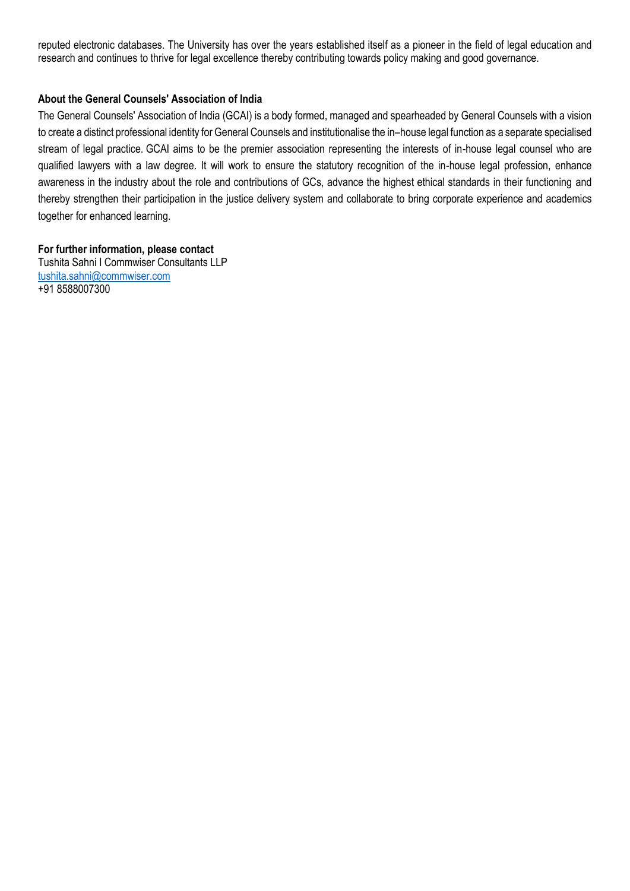reputed electronic databases. The University has over the years established itself as a pioneer in the field of legal education and research and continues to thrive for legal excellence thereby contributing towards policy making and good governance.

**About the General Counsels' Association of India**

The General Counsels' Association of India (GCAI) is a body formed, managed and spearheaded by General Counsels with a vision to create a distinct professional identity for General Counsels and institutionalise the in–house legal function as a separate specialised stream of legal practice. GCAI aims to be the premier association representing the interests of in-house legal counsel who are qualified lawyers with a law degree. It will work to ensure the statutory recognition of the in-house legal profession, enhance awareness in the industry about the role and contributions of GCs, advance the highest ethical standards in their functioning and thereby strengthen their participation in the justice delivery system and collaborate to bring corporate experience and academics together for enhanced learning.

**For further information, please contact**
Tushita Sahni I Commwiser Consultants LLP
tushita.sahni@commwiser.com
+91 8588007300